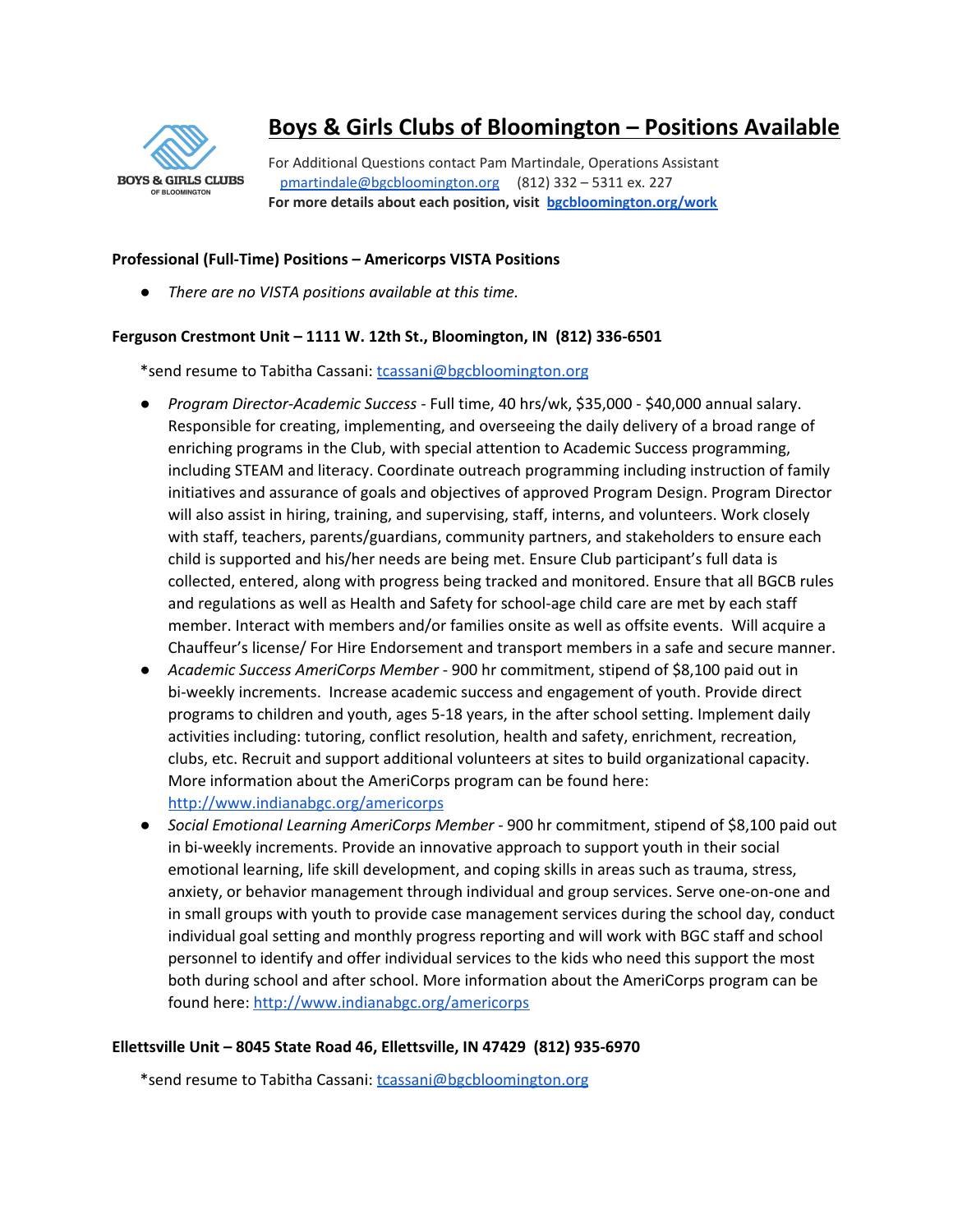# Boys & Girls Clubs of Bloomington – Positions Available

For Additional Questions contact Pam Martindale, Operations Assistant
[pmartindale@bgcbloomington.org](mailto:pmartindale@bgcbloomington.org) (812) 332 – 5311 ex. 227
**For more details about each position, visit [bgcbloomington.org/work](http://bgcbloomington.org/work)**

**Professional (Full-Time) Positions – Americorps VISTA Positions**

- *There are no VISTA positions available at this time.*

**Ferguson Crestmont Unit – 1111 W. 12th St., Bloomington, IN (812) 336-6501**

*send resume to Tabitha Cassani: [tcassani@bgcbloomington.org](mailto:tcassani@bgcbloomington.org)

- *Program Director-Academic Success* - Full time, 40 hrs/wk, $35,000 - $40,000 annual salary. Responsible for creating, implementing, and overseeing the daily delivery of a broad range of enriching programs in the Club, with special attention to Academic Success programming, including STEAM and literacy. Coordinate outreach programming including instruction of family initiatives and assurance of goals and objectives of approved Program Design. Program Director will also assist in hiring, training, and supervising, staff, interns, and volunteers. Work closely with staff, teachers, parents/guardians, community partners, and stakeholders to ensure each child is supported and his/her needs are being met. Ensure Club participant's full data is collected, entered, along with progress being tracked and monitored. Ensure that all BGCB rules and regulations as well as Health and Safety for school-age child care are met by each staff member. Interact with members and/or families onsite as well as offsite events. Will acquire a Chauffeur's license/ For Hire Endorsement and transport members in a safe and secure manner.
- *Academic Success AmeriCorps Member* - 900 hr commitment, stipend of $8,100 paid out in bi-weekly increments. Increase academic success and engagement of youth. Provide direct programs to children and youth, ages 5-18 years, in the after school setting. Implement daily activities including: tutoring, conflict resolution, health and safety, enrichment, recreation, clubs, etc. Recruit and support additional volunteers at sites to build organizational capacity. More information about the AmeriCorps program can be found here: [http://www.indianabgc.org/americorps](http://www.indianabgc.org/americorps)
- *Social Emotional Learning AmeriCorps Member* - 900 hr commitment, stipend of $8,100 paid out in bi-weekly increments. Provide an innovative approach to support youth in their social emotional learning, life skill development, and coping skills in areas such as trauma, stress, anxiety, or behavior management through individual and group services. Serve one-on-one and in small groups with youth to provide case management services during the school day, conduct individual goal setting and monthly progress reporting and will work with BGC staff and school personnel to identify and offer individual services to the kids who need this support the most both during school and after school. More information about the AmeriCorps program can be found here: [http://www.indianabgc.org/americorps](http://www.indianabgc.org/americorps)

**Ellettsville Unit – 8045 State Road 46, Ellettsville, IN 47429 (812) 935-6970**

*send resume to Tabitha Cassani: [tcassani@bgcbloomington.org](mailto:tcassani@bgcbloomington.org)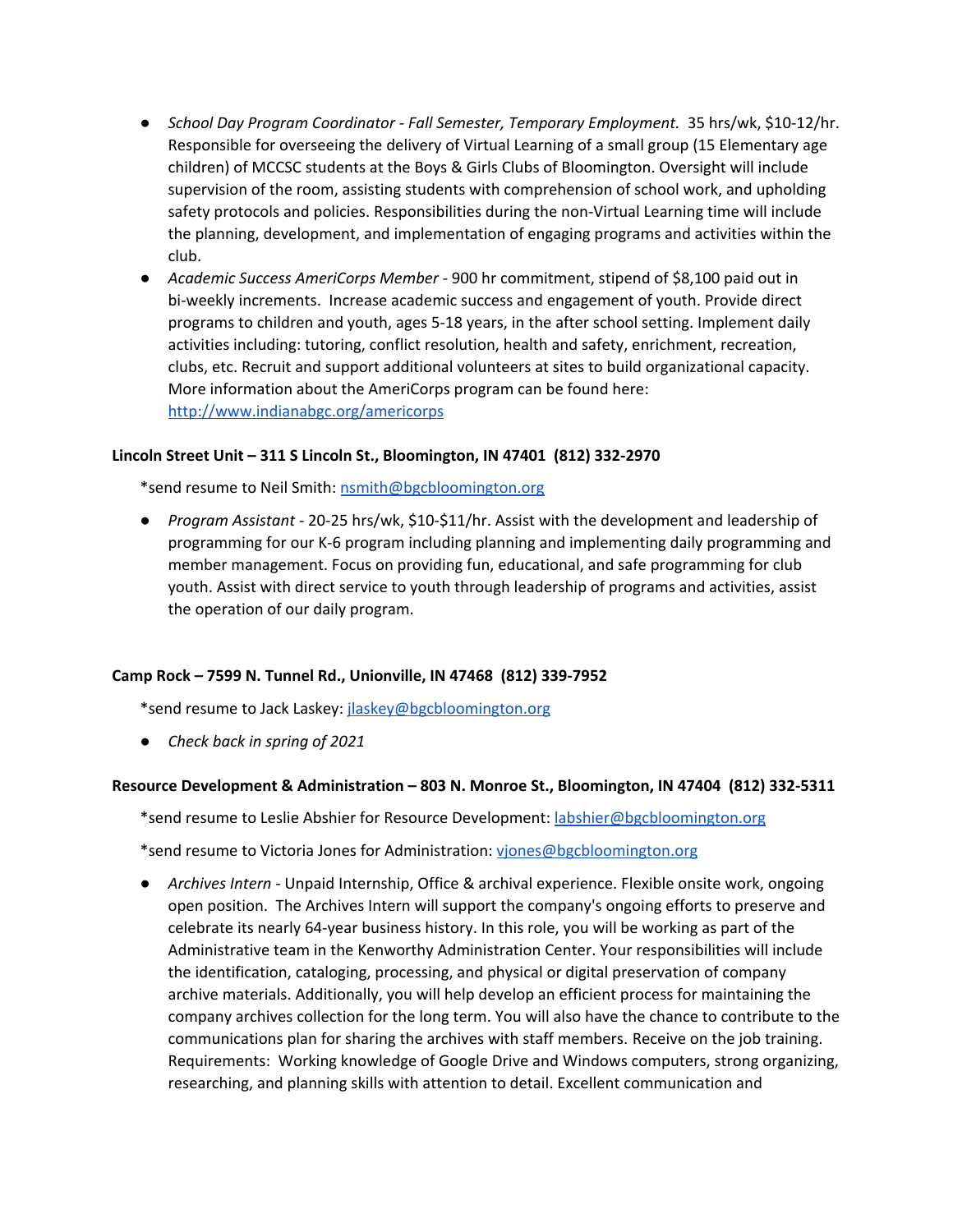- *School Day Program Coordinator - Fall Semester, Temporary Employment.* 35 hrs/wk, $10-12/hr. Responsible for overseeing the delivery of Virtual Learning of a small group (15 Elementary age children) of MCCSC students at the Boys & Girls Clubs of Bloomington. Oversight will include supervision of the room, assisting students with comprehension of school work, and upholding safety protocols and policies. Responsibilities during the non-Virtual Learning time will include the planning, development, and implementation of engaging programs and activities within the club.
- *Academic Success AmeriCorps Member* - 900 hr commitment, stipend of $8,100 paid out in bi-weekly increments. Increase academic success and engagement of youth. Provide direct programs to children and youth, ages 5-18 years, in the after school setting. Implement daily activities including: tutoring, conflict resolution, health and safety, enrichment, recreation, clubs, etc. Recruit and support additional volunteers at sites to build organizational capacity. More information about the AmeriCorps program can be found here: [http://www.indianabgc.org/americorps](http://www.indianabgc.org/americorps)

**Lincoln Street Unit – 311 S Lincoln St., Bloomington, IN 47401 (812) 332-2970**

*send resume to Neil Smith: [nsmith@bgcbloomington.org](mailto:nsmith@bgcbloomington.org)

- *Program Assistant* - 20-25 hrs/wk, $10-$11/hr. Assist with the development and leadership of programming for our K-6 program including planning and implementing daily programming and member management. Focus on providing fun, educational, and safe programming for club youth. Assist with direct service to youth through leadership of programs and activities, assist the operation of our daily program.

**Camp Rock – 7599 N. Tunnel Rd., Unionville, IN 47468 (812) 339-7952**

*send resume to Jack Laskey: [jlaskey@bgcbloomington.org](mailto:jlaskey@bgcbloomington.org)

- *Check back in spring of 2021*

**Resource Development & Administration – 803 N. Monroe St., Bloomington, IN 47404 (812) 332-5311**

*send resume to Leslie Abshier for Resource Development: [labshier@bgcbloomington.org](mailto:labshier@bgcbloomington.org)

*send resume to Victoria Jones for Administration: [vjones@bgcbloomington.org](mailto:vjones@bgcbloomington.org)

- *Archives Intern* - Unpaid Internship, Office & archival experience. Flexible onsite work, ongoing open position. The Archives Intern will support the company's ongoing efforts to preserve and celebrate its nearly 64-year business history. In this role, you will be working as part of the Administrative team in the Kenworthy Administration Center. Your responsibilities will include the identification, cataloging, processing, and physical or digital preservation of company archive materials. Additionally, you will help develop an efficient process for maintaining the company archives collection for the long term. You will also have the chance to contribute to the communications plan for sharing the archives with staff members. Receive on the job training. Requirements: Working knowledge of Google Drive and Windows computers, strong organizing, researching, and planning skills with attention to detail. Excellent communication and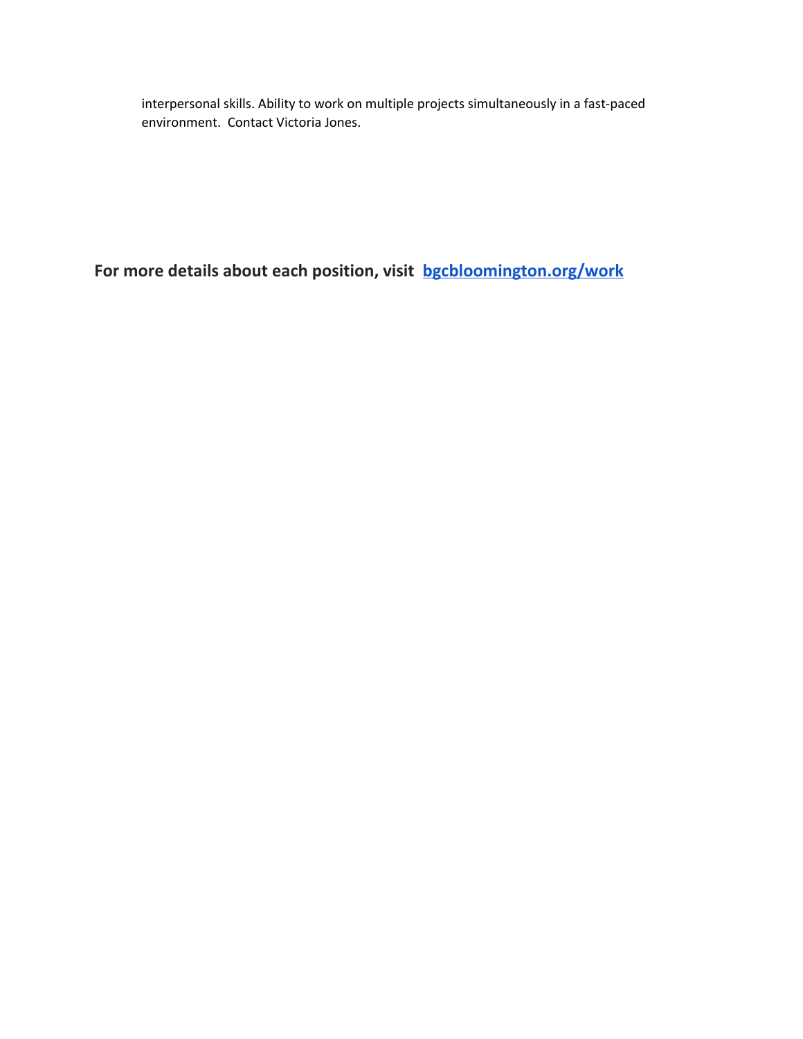interpersonal skills. Ability to work on multiple projects simultaneously in a fast-paced environment. Contact Victoria Jones.

**For more details about each position, visit [bgcbloomington.org/work](bgcbloomington.org/work)**